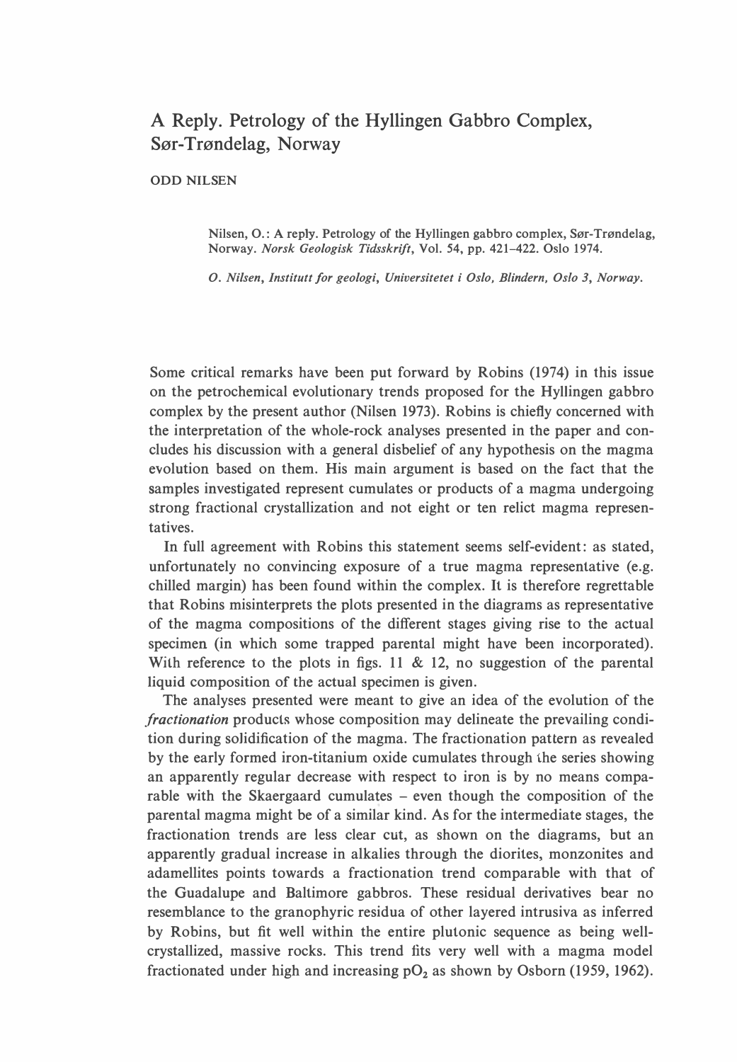# A Reply. Petrology of the Hyllingen Gabbro Complex, Sør-Trøndelag, Norway

ODD NILSEN

Nilsen, O.: A reply. Petrology of the Hyllingen gabbro complex, Sør-Trøndelag, Norway. *Norsk Geologisk Tidsskrift*, Vol. 54, pp. 421–422. Oslo 1974.

*O. Nilsen, Institutt for geologi, Universitetet i Oslo, Blindern, Oslo 3, Norway.*

Some critical remarks have been put forward by Robins (1974) in this issue on the petrochemical evolutionary trends proposed for the Hyllingen gabbro complex by the present author (Nilsen 1973). Robins is chiefly concerned with the interpretation of the whole-rock analyses presented in the paper and concludes his discussion with a general disbelief of any hypothesis on the magma evolution based on them. His main argument is based on the fact that the samples investigated represent cumulates or products of a magma undergoing strong fractional crystallization and not eight or ten relict magma representatives.

In full agreement with Robins this statement seems self-evident: as stated, unfortunately no convincing exposure of a true magma representative (e.g. chilled margin) has been found within the complex. It is therefore regrettable that Robins misinterprets the plots presented in the diagrams as representative of the magma compositions of the different stages giving rise to the actual specimen (in which some trapped parental might have been incorporated). With reference to the plots in figs. 11 & 12, no suggestion of the parental liquid composition of the actual specimen is given.

The analyses presented were meant to give an idea of the evolution of the *fractionation* products whose composition may delineate the prevailing condition during solidification of the magma. The fractionation pattern as revealed by the early formed iron-titanium oxide cumulates through the series showing an apparently regular decrease with respect to iron is by no means comparable with the Skaergaard cumulates – even though the composition of the parental magma might be of a similar kind. As for the intermediate stages, the fractionation trends are less clear cut, as shown on the diagrams, but an apparently gradual increase in alkalies through the diorites, monzonites and adamellites points towards a fractionation trend comparable with that of the Guadalupe and Baltimore gabbros. These residual derivatives bear no resemblance to the granophyric residua of other layered intrusiva as inferred by Robins, but fit well within the entire plutonic sequence as being well-crystallized, massive rocks. This trend fits very well with a magma model fractionated under high and increasing $pO_2$ as shown by Osborn (1959, 1962).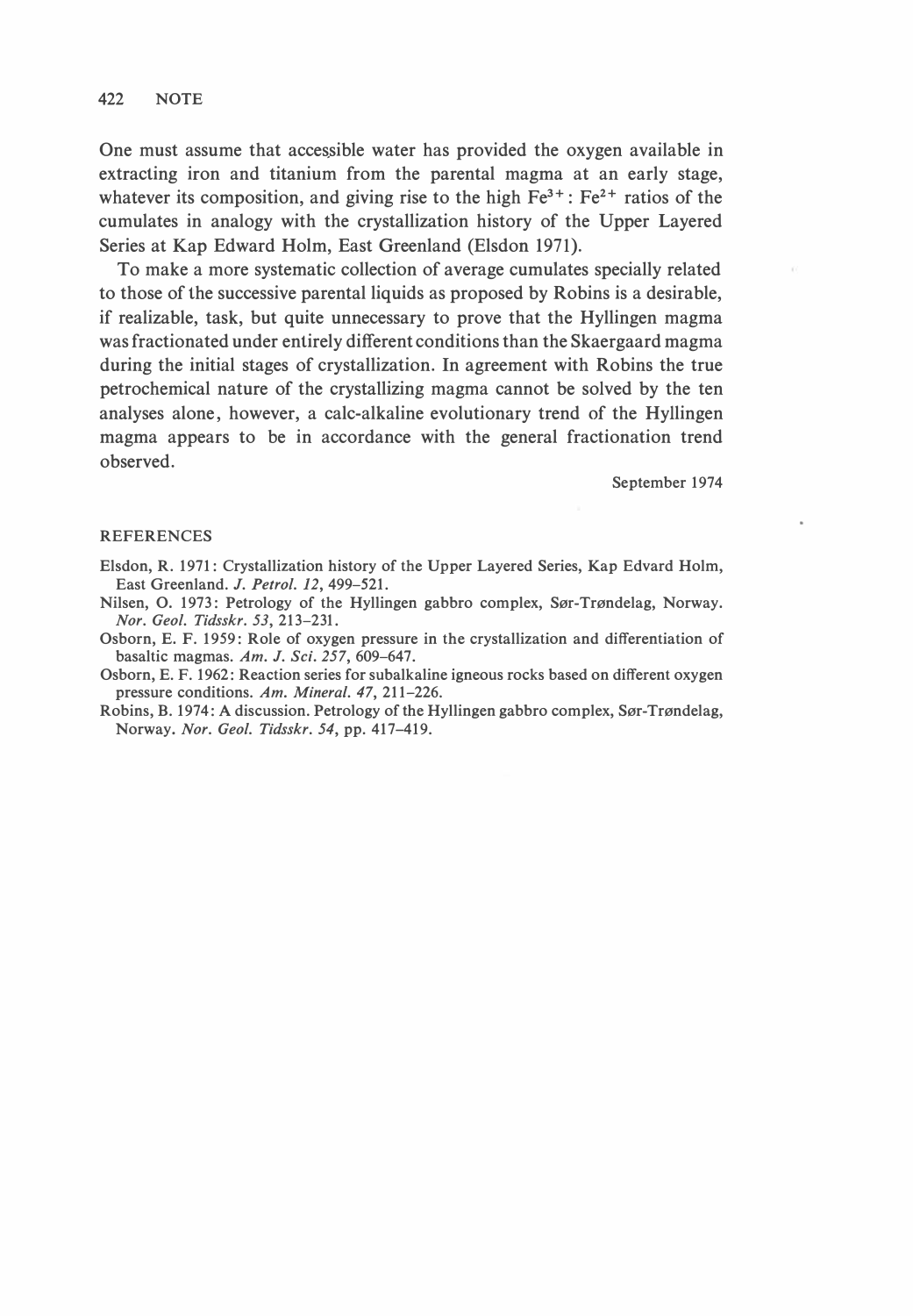One must assume that accessible water has provided the oxygen available in extracting iron and titanium from the parental magma at an early stage, whatever its composition, and giving rise to the high $Fe^{3+}:Fe^{2+}$ ratios of the cumulates in analogy with the crystallization history of the Upper Layered Series at Kap Edward Holm, East Greenland (Elsdon 1971).

To make a more systematic collection of average cumulates specially related to those of the successive parental liquids as proposed by Robins is a desirable, if realizable, task, but quite unnecessary to prove that the Hyllingen magma was fractionated under entirely different conditions than the Skaergaard magma during the initial stages of crystallization. In agreement with Robins the true petrochemical nature of the crystallizing magma cannot be solved by the ten analyses alone, however, a calc-alkaline evolutionary trend of the Hyllingen magma appears to be in accordance with the general fractionation trend observed.

September 1974

## REFERENCES

Elsdon, R. 1971: Crystallization history of the Upper Layered Series, Kap Edvard Holm, East Greenland. *J. Petrol. 12*, 499–521.

Nilsen, O. 1973: Petrology of the Hyllingen gabbro complex, Sør-Trøndelag, Norway. *Nor. Geol. Tidsskr. 53*, 213–231.

Osborn, E. F. 1959: Role of oxygen pressure in the crystallization and differentiation of basaltic magmas. *Am. J. Sci. 257*, 609–647.

Osborn, E. F. 1962: Reaction series for subalkaline igneous rocks based on different oxygen pressure conditions. *Am. Mineral. 47*, 211–226.

Robins, B. 1974: A discussion. Petrology of the Hyllingen gabbro complex, Sør-Trøndelag, Norway. *Nor. Geol. Tidsskr. 54*, pp. 417–419.